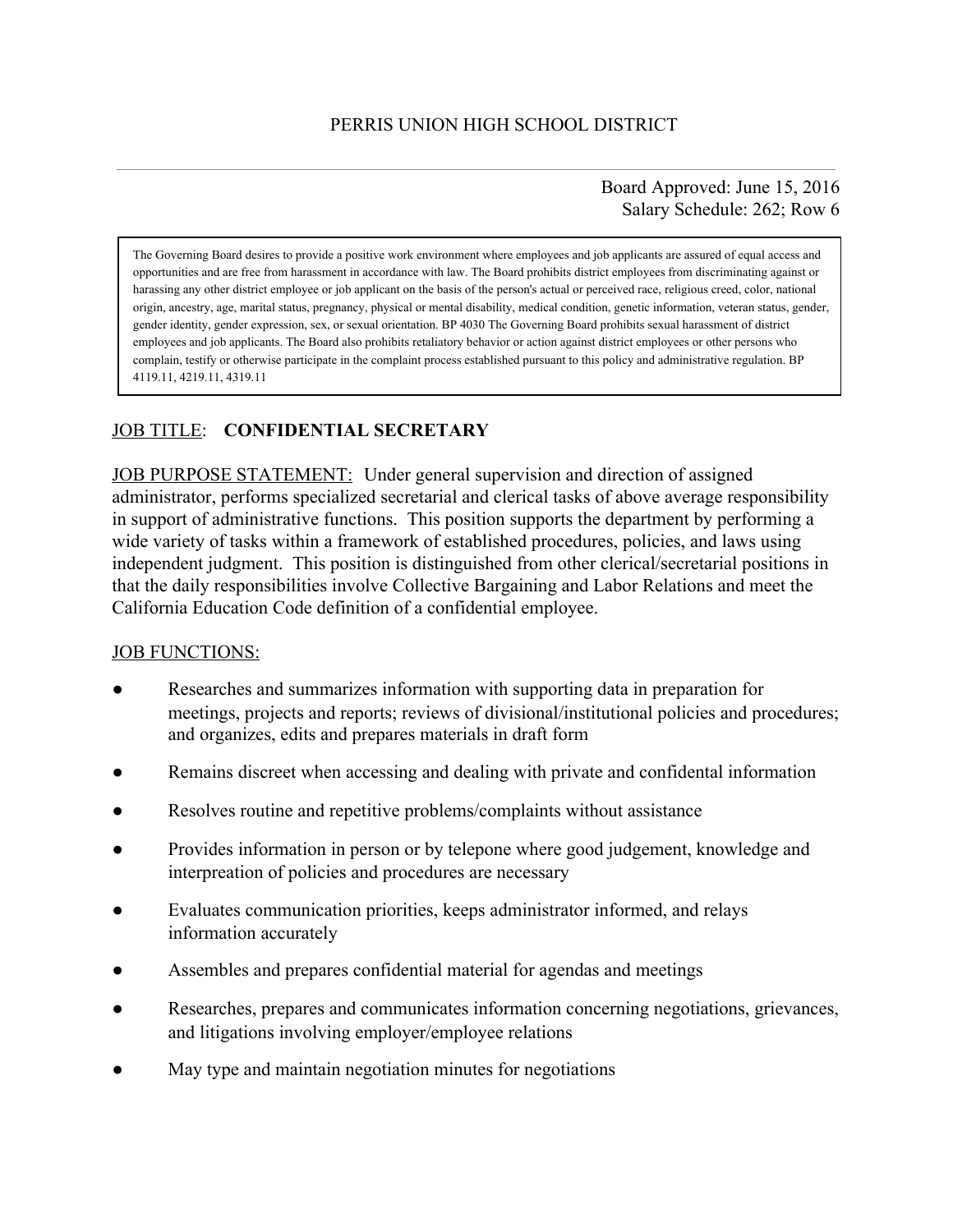PERRIS UNION HIGH SCHOOL DISTRICT

---

Board Approved: June 15, 2016
Salary Schedule: 262; Row 6

> The Governing Board desires to provide a positive work environment where employees and job applicants are assured of equal access and opportunities and are free from harassment in accordance with law. The Board prohibits district employees from discriminating against or harassing any other district employee or job applicant on the basis of the person's actual or perceived race, religious creed, color, national origin, ancestry, age, marital status, pregnancy, physical or mental disability, medical condition, genetic information, veteran status, gender, gender identity, gender expression, sex, or sexual orientation. BP 4030 The Governing Board prohibits sexual harassment of district employees and job applicants. The Board also prohibits retaliatory behavior or action against district employees or other persons who complain, testify or otherwise participate in the complaint process established pursuant to this policy and administrative regulation. BP 4119.11, 4219.11, 4319.11

JOB TITLE: **CONFIDENTIAL SECRETARY**

JOB PURPOSE STATEMENT: Under general supervision and direction of assigned administrator, performs specialized secretarial and clerical tasks of above average responsibility in support of administrative functions. This position supports the department by performing a wide variety of tasks within a framework of established procedures, policies, and laws using independent judgment. This position is distinguished from other clerical/secretarial positions in that the daily responsibilities involve Collective Bargaining and Labor Relations and meet the California Education Code definition of a confidential employee.

JOB FUNCTIONS:

- Researches and summarizes information with supporting data in preparation for meetings, projects and reports; reviews of divisional/institutional policies and procedures; and organizes, edits and prepares materials in draft form
- Remains discreet when accessing and dealing with private and confidental information
- Resolves routine and repetitive problems/complaints without assistance
- Provides information in person or by telepone where good judgement, knowledge and interpreation of policies and procedures are necessary
- Evaluates communication priorities, keeps administrator informed, and relays information accurately
- Assembles and prepares confidential material for agendas and meetings
- Researches, prepares and communicates information concerning negotiations, grievances, and litigations involving employer/employee relations
- May type and maintain negotiation minutes for negotiations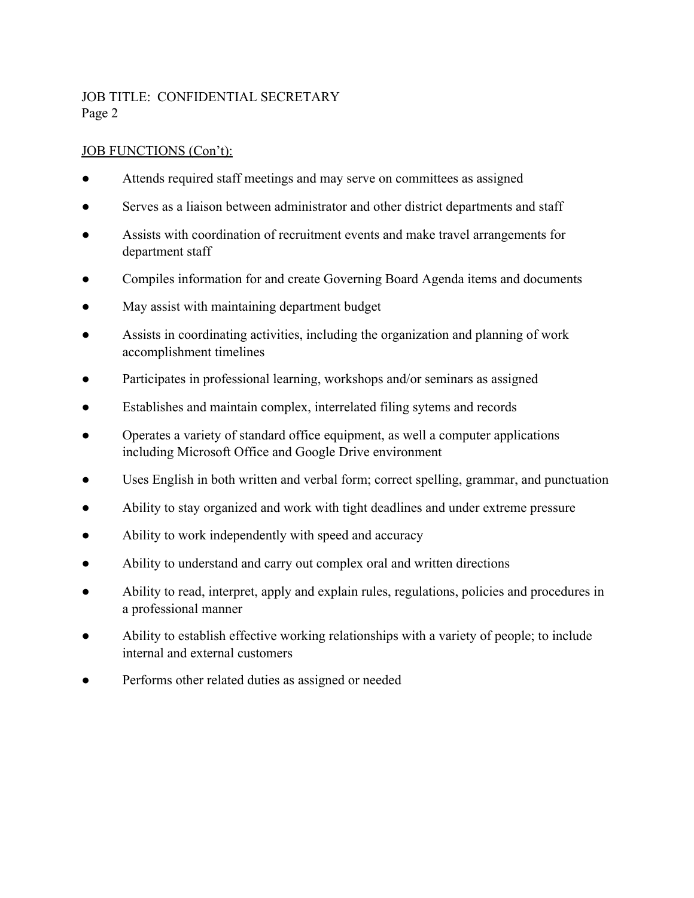JOB TITLE: CONFIDENTIAL SECRETARY
Page 2

<u>JOB FUNCTIONS (Con't):</u>

- Attends required staff meetings and may serve on committees as assigned
- Serves as a liaison between administrator and other district departments and staff
- Assists with coordination of recruitment events and make travel arrangements for department staff
- Compiles information for and create Governing Board Agenda items and documents
- May assist with maintaining department budget
- Assists in coordinating activities, including the organization and planning of work accomplishment timelines
- Participates in professional learning, workshops and/or seminars as assigned
- Establishes and maintain complex, interrelated filing sytems and records
- Operates a variety of standard office equipment, as well a computer applications including Microsoft Office and Google Drive environment
- Uses English in both written and verbal form; correct spelling, grammar, and punctuation
- Ability to stay organized and work with tight deadlines and under extreme pressure
- Ability to work independently with speed and accuracy
- Ability to understand and carry out complex oral and written directions
- Ability to read, interpret, apply and explain rules, regulations, policies and procedures in a professional manner
- Ability to establish effective working relationships with a variety of people; to include internal and external customers
- Performs other related duties as assigned or needed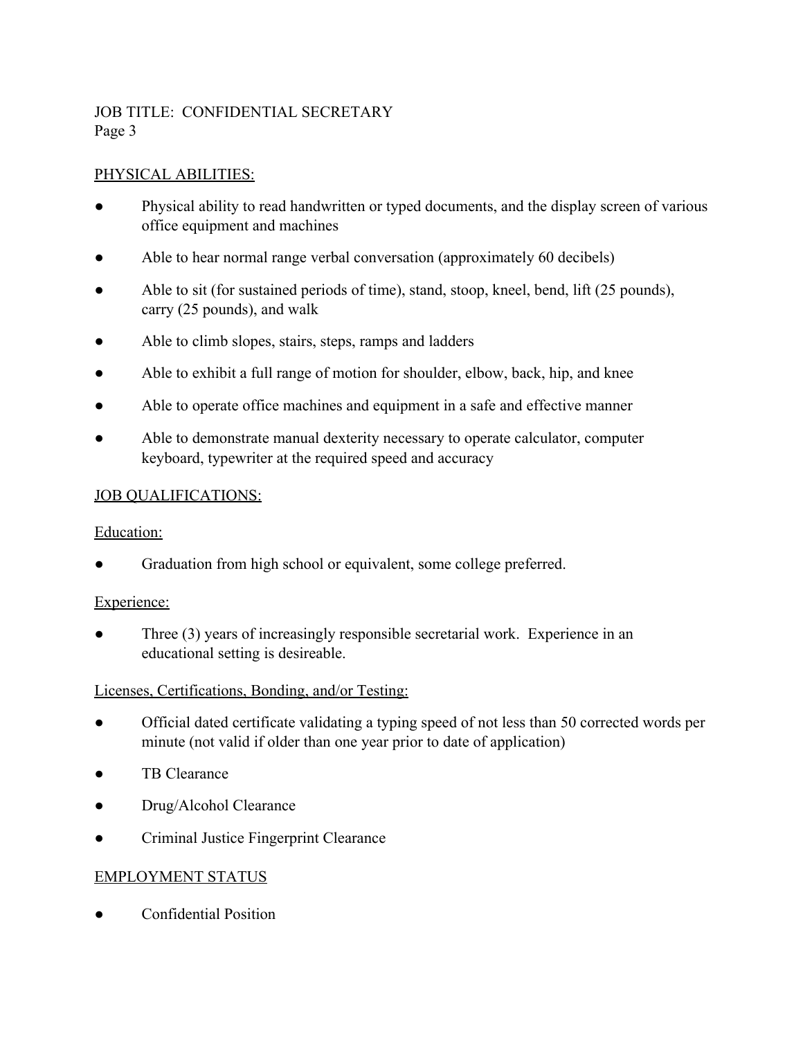## PHYSICAL ABILITIES:

- Physical ability to read handwritten or typed documents, and the display screen of various office equipment and machines
- Able to hear normal range verbal conversation (approximately 60 decibels)
- Able to sit (for sustained periods of time), stand, stoop, kneel, bend, lift (25 pounds), carry (25 pounds), and walk
- Able to climb slopes, stairs, steps, ramps and ladders
- Able to exhibit a full range of motion for shoulder, elbow, back, hip, and knee
- Able to operate office machines and equipment in a safe and effective manner
- Able to demonstrate manual dexterity necessary to operate calculator, computer keyboard, typewriter at the required speed and accuracy

## JOB QUALIFICATIONS:

### Education:

- Graduation from high school or equivalent, some college preferred.

### Experience:

- Three (3) years of increasingly responsible secretarial work. Experience in an educational setting is desireable.

### Licenses, Certifications, Bonding, and/or Testing:

- Official dated certificate validating a typing speed of not less than 50 corrected words per minute (not valid if older than one year prior to date of application)
- TB Clearance
- Drug/Alcohol Clearance
- Criminal Justice Fingerprint Clearance

## EMPLOYMENT STATUS

- Confidential Position